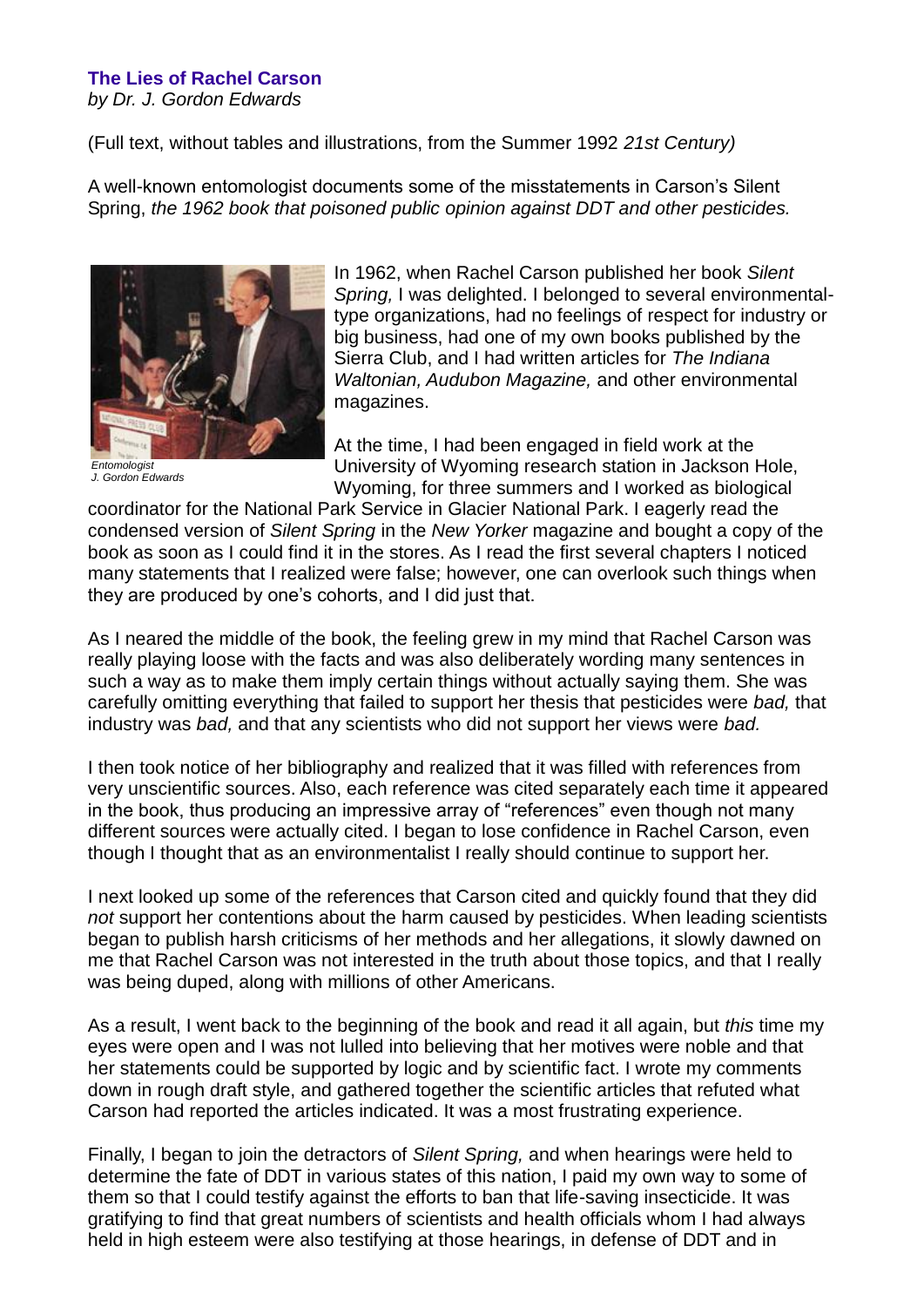**The Lies of Rachel Carson**
*by Dr. J. Gordon Edwards*

(Full text, without tables and illustrations, from the Summer 1992 *21st Century)*

A well-known entomologist documents some of the misstatements in Carson's Silent Spring, *the 1962 book that poisoned public opinion against DDT and other pesticides.*

*Entomologist J. Gordon Edwards*

In 1962, when Rachel Carson published her book *Silent Spring,* I was delighted. I belonged to several environmental-type organizations, had no feelings of respect for industry or big business, had one of my own books published by the Sierra Club, and I had written articles for *The Indiana Waltonian, Audubon Magazine,* and other environmental magazines.

At the time, I had been engaged in field work at the University of Wyoming research station in Jackson Hole, Wyoming, for three summers and I worked as biological coordinator for the National Park Service in Glacier National Park. I eagerly read the condensed version of *Silent Spring* in the *New Yorker* magazine and bought a copy of the book as soon as I could find it in the stores. As I read the first several chapters I noticed many statements that I realized were false; however, one can overlook such things when they are produced by one's cohorts, and I did just that.

As I neared the middle of the book, the feeling grew in my mind that Rachel Carson was really playing loose with the facts and was also deliberately wording many sentences in such a way as to make them imply certain things without actually saying them. She was carefully omitting everything that failed to support her thesis that pesticides were *bad,* that industry was *bad,* and that any scientists who did not support her views were *bad.*

I then took notice of her bibliography and realized that it was filled with references from very unscientific sources. Also, each reference was cited separately each time it appeared in the book, thus producing an impressive array of "references" even though not many different sources were actually cited. I began to lose confidence in Rachel Carson, even though I thought that as an environmentalist I really should continue to support her.

I next looked up some of the references that Carson cited and quickly found that they did *not* support her contentions about the harm caused by pesticides. When leading scientists began to publish harsh criticisms of her methods and her allegations, it slowly dawned on me that Rachel Carson was not interested in the truth about those topics, and that I really was being duped, along with millions of other Americans.

As a result, I went back to the beginning of the book and read it all again, but *this* time my eyes were open and I was not lulled into believing that her motives were noble and that her statements could be supported by logic and by scientific fact. I wrote my comments down in rough draft style, and gathered together the scientific articles that refuted what Carson had reported the articles indicated. It was a most frustrating experience.

Finally, I began to join the detractors of *Silent Spring,* and when hearings were held to determine the fate of DDT in various states of this nation, I paid my own way to some of them so that I could testify against the efforts to ban that life-saving insecticide. It was gratifying to find that great numbers of scientists and health officials whom I had always held in high esteem were also testifying at those hearings, in defense of DDT and in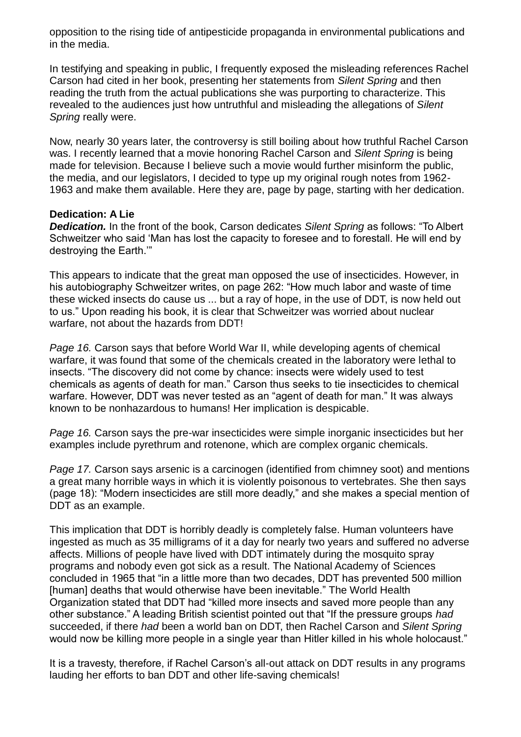opposition to the rising tide of antipesticide propaganda in environmental publications and in the media.

In testifying and speaking in public, I frequently exposed the misleading references Rachel Carson had cited in her book, presenting her statements from *Silent Spring* and then reading the truth from the actual publications she was purporting to characterize. This revealed to the audiences just how untruthful and misleading the allegations of *Silent Spring* really were.

Now, nearly 30 years later, the controversy is still boiling about how truthful Rachel Carson was. I recently learned that a movie honoring Rachel Carson and *Silent Spring* is being made for television. Because I believe such a movie would further misinform the public, the media, and our legislators, I decided to type up my original rough notes from 1962-1963 and make them available. Here they are, page by page, starting with her dedication.

**Dedication: A Lie**

***Dedication.*** In the front of the book, Carson dedicates *Silent Spring* as follows: "To Albert Schweitzer who said 'Man has lost the capacity to foresee and to forestall. He will end by destroying the Earth.'"

This appears to indicate that the great man opposed the use of insecticides. However, in his autobiography Schweitzer writes, on page 262: "How much labor and waste of time these wicked insects do cause us ... but a ray of hope, in the use of DDT, is now held out to us." Upon reading his book, it is clear that Schweitzer was worried about nuclear warfare, not about the hazards from DDT!

*Page 16.* Carson says that before World War II, while developing agents of chemical warfare, it was found that some of the chemicals created in the laboratory were lethal to insects. "The discovery did not come by chance: insects were widely used to test chemicals as agents of death for man." Carson thus seeks to tie insecticides to chemical warfare. However, DDT was never tested as an "agent of death for man." It was always known to be nonhazardous to humans! Her implication is despicable.

*Page 16.* Carson says the pre-war insecticides were simple inorganic insecticides but her examples include pyrethrum and rotenone, which are complex organic chemicals.

*Page 17.* Carson says arsenic is a carcinogen (identified from chimney soot) and mentions a great many horrible ways in which it is violently poisonous to vertebrates. She then says (page 18): "Modern insecticides are still more deadly," and she makes a special mention of DDT as an example.

This implication that DDT is horribly deadly is completely false. Human volunteers have ingested as much as 35 milligrams of it a day for nearly two years and suffered no adverse affects. Millions of people have lived with DDT intimately during the mosquito spray programs and nobody even got sick as a result. The National Academy of Sciences concluded in 1965 that "in a little more than two decades, DDT has prevented 500 million [human] deaths that would otherwise have been inevitable." The World Health Organization stated that DDT had "killed more insects and saved more people than any other substance." A leading British scientist pointed out that "If the pressure groups *had* succeeded, if there *had* been a world ban on DDT, then Rachel Carson and *Silent Spring* would now be killing more people in a single year than Hitler killed in his whole holocaust."

It is a travesty, therefore, if Rachel Carson's all-out attack on DDT results in any programs lauding her efforts to ban DDT and other life-saving chemicals!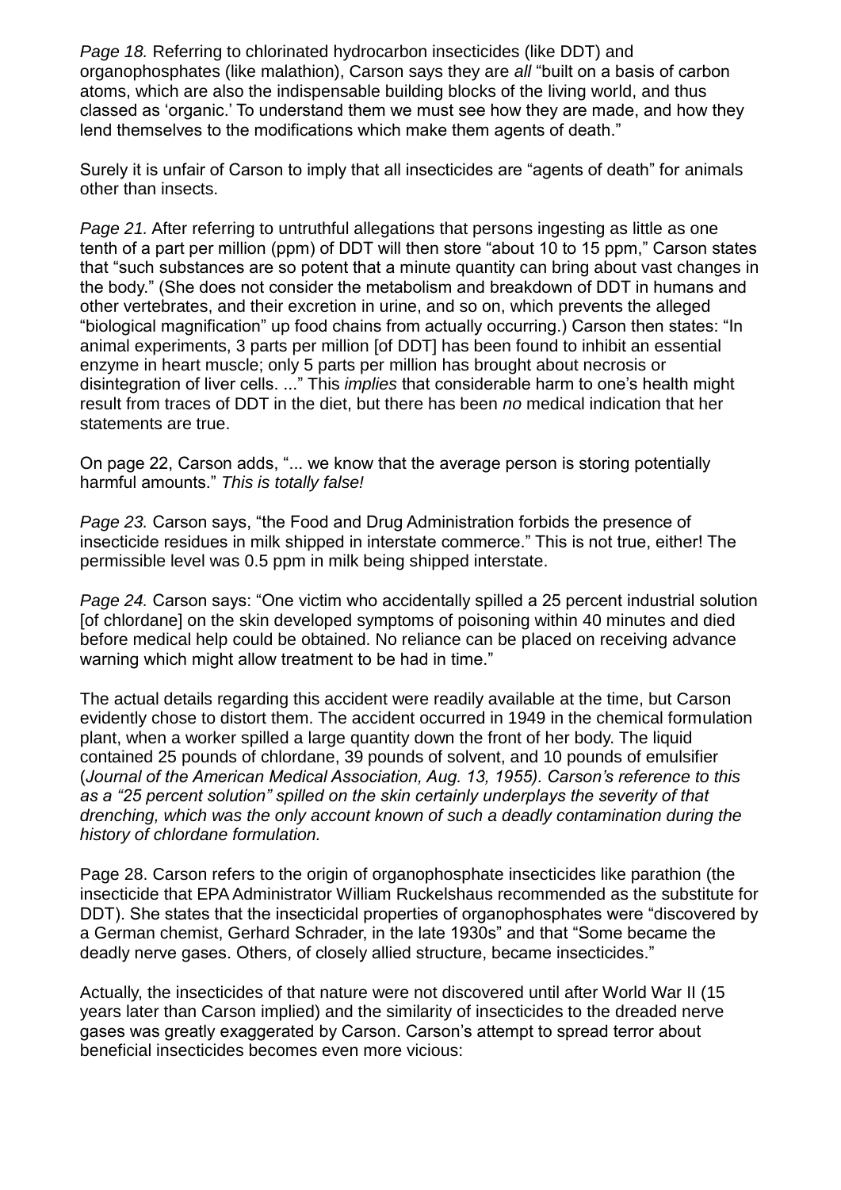*Page 18.* Referring to chlorinated hydrocarbon insecticides (like DDT) and organophosphates (like malathion), Carson says they are *all* "built on a basis of carbon atoms, which are also the indispensable building blocks of the living world, and thus classed as 'organic.' To understand them we must see how they are made, and how they lend themselves to the modifications which make them agents of death."

Surely it is unfair of Carson to imply that all insecticides are "agents of death" for animals other than insects.

*Page 21.* After referring to untruthful allegations that persons ingesting as little as one tenth of a part per million (ppm) of DDT will then store "about 10 to 15 ppm," Carson states that "such substances are so potent that a minute quantity can bring about vast changes in the body." (She does not consider the metabolism and breakdown of DDT in humans and other vertebrates, and their excretion in urine, and so on, which prevents the alleged "biological magnification" up food chains from actually occurring.) Carson then states: "In animal experiments, 3 parts per million [of DDT] has been found to inhibit an essential enzyme in heart muscle; only 5 parts per million has brought about necrosis or disintegration of liver cells. ..." This *implies* that considerable harm to one's health might result from traces of DDT in the diet, but there has been *no* medical indication that her statements are true.

On page 22, Carson adds, "... we know that the average person is storing potentially harmful amounts." *This is totally false!*

*Page 23.* Carson says, "the Food and Drug Administration forbids the presence of insecticide residues in milk shipped in interstate commerce." This is not true, either! The permissible level was 0.5 ppm in milk being shipped interstate.

*Page 24.* Carson says: "One victim who accidentally spilled a 25 percent industrial solution [of chlordane] on the skin developed symptoms of poisoning within 40 minutes and died before medical help could be obtained. No reliance can be placed on receiving advance warning which might allow treatment to be had in time."

The actual details regarding this accident were readily available at the time, but Carson evidently chose to distort them. The accident occurred in 1949 in the chemical formulation plant, when a worker spilled a large quantity down the front of her body. The liquid contained 25 pounds of chlordane, 39 pounds of solvent, and 10 pounds of emulsifier (*Journal of the American Medical Association, Aug. 13, 1955). Carson's reference to this as a "25 percent solution" spilled on the skin certainly underplays the severity of that drenching, which was the only account known of such a deadly contamination during the history of chlordane formulation.*

Page 28. Carson refers to the origin of organophosphate insecticides like parathion (the insecticide that EPA Administrator William Ruckelshaus recommended as the substitute for DDT). She states that the insecticidal properties of organophosphates were "discovered by a German chemist, Gerhard Schrader, in the late 1930s" and that "Some became the deadly nerve gases. Others, of closely allied structure, became insecticides."

Actually, the insecticides of that nature were not discovered until after World War II (15 years later than Carson implied) and the similarity of insecticides to the dreaded nerve gases was greatly exaggerated by Carson. Carson's attempt to spread terror about beneficial insecticides becomes even more vicious: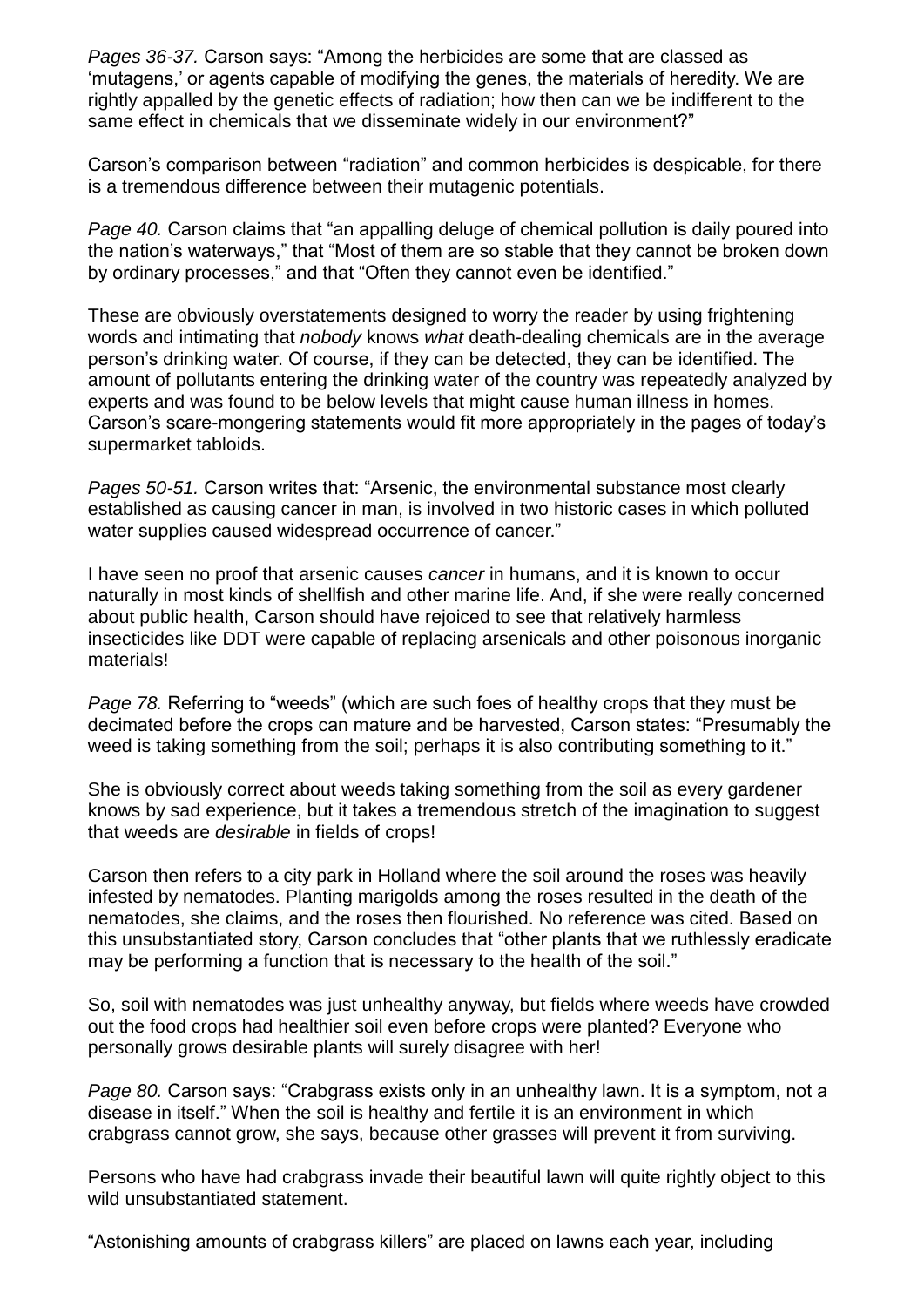*Pages 36-37.* Carson says: “Among the herbicides are some that are classed as ‘mutagens,’ or agents capable of modifying the genes, the materials of heredity. We are rightly appalled by the genetic effects of radiation; how then can we be indifferent to the same effect in chemicals that we disseminate widely in our environment?”

Carson’s comparison between “radiation” and common herbicides is despicable, for there is a tremendous difference between their mutagenic potentials.

*Page 40.* Carson claims that “an appalling deluge of chemical pollution is daily poured into the nation’s waterways,” that “Most of them are so stable that they cannot be broken down by ordinary processes,” and that “Often they cannot even be identified.”

These are obviously overstatements designed to worry the reader by using frightening words and intimating that *nobody* knows *what* death-dealing chemicals are in the average person’s drinking water. Of course, if they can be detected, they can be identified. The amount of pollutants entering the drinking water of the country was repeatedly analyzed by experts and was found to be below levels that might cause human illness in homes. Carson’s scare-mongering statements would fit more appropriately in the pages of today’s supermarket tabloids.

*Pages 50-51.* Carson writes that: “Arsenic, the environmental substance most clearly established as causing cancer in man, is involved in two historic cases in which polluted water supplies caused widespread occurrence of cancer.”

I have seen no proof that arsenic causes *cancer* in humans, and it is known to occur naturally in most kinds of shellfish and other marine life. And, if she were really concerned about public health, Carson should have rejoiced to see that relatively harmless insecticides like DDT were capable of replacing arsenicals and other poisonous inorganic materials!

*Page 78.* Referring to “weeds” (which are such foes of healthy crops that they must be decimated before the crops can mature and be harvested, Carson states: “Presumably the weed is taking something from the soil; perhaps it is also contributing something to it.”

She is obviously correct about weeds taking something from the soil as every gardener knows by sad experience, but it takes a tremendous stretch of the imagination to suggest that weeds are *desirable* in fields of crops!

Carson then refers to a city park in Holland where the soil around the roses was heavily infested by nematodes. Planting marigolds among the roses resulted in the death of the nematodes, she claims, and the roses then flourished. No reference was cited. Based on this unsubstantiated story, Carson concludes that “other plants that we ruthlessly eradicate may be performing a function that is necessary to the health of the soil.”

So, soil with nematodes was just unhealthy anyway, but fields where weeds have crowded out the food crops had healthier soil even before crops were planted? Everyone who personally grows desirable plants will surely disagree with her!

*Page 80.* Carson says: “Crabgrass exists only in an unhealthy lawn. It is a symptom, not a disease in itself.” When the soil is healthy and fertile it is an environment in which crabgrass cannot grow, she says, because other grasses will prevent it from surviving.

Persons who have had crabgrass invade their beautiful lawn will quite rightly object to this wild unsubstantiated statement.

“Astonishing amounts of crabgrass killers” are placed on lawns each year, including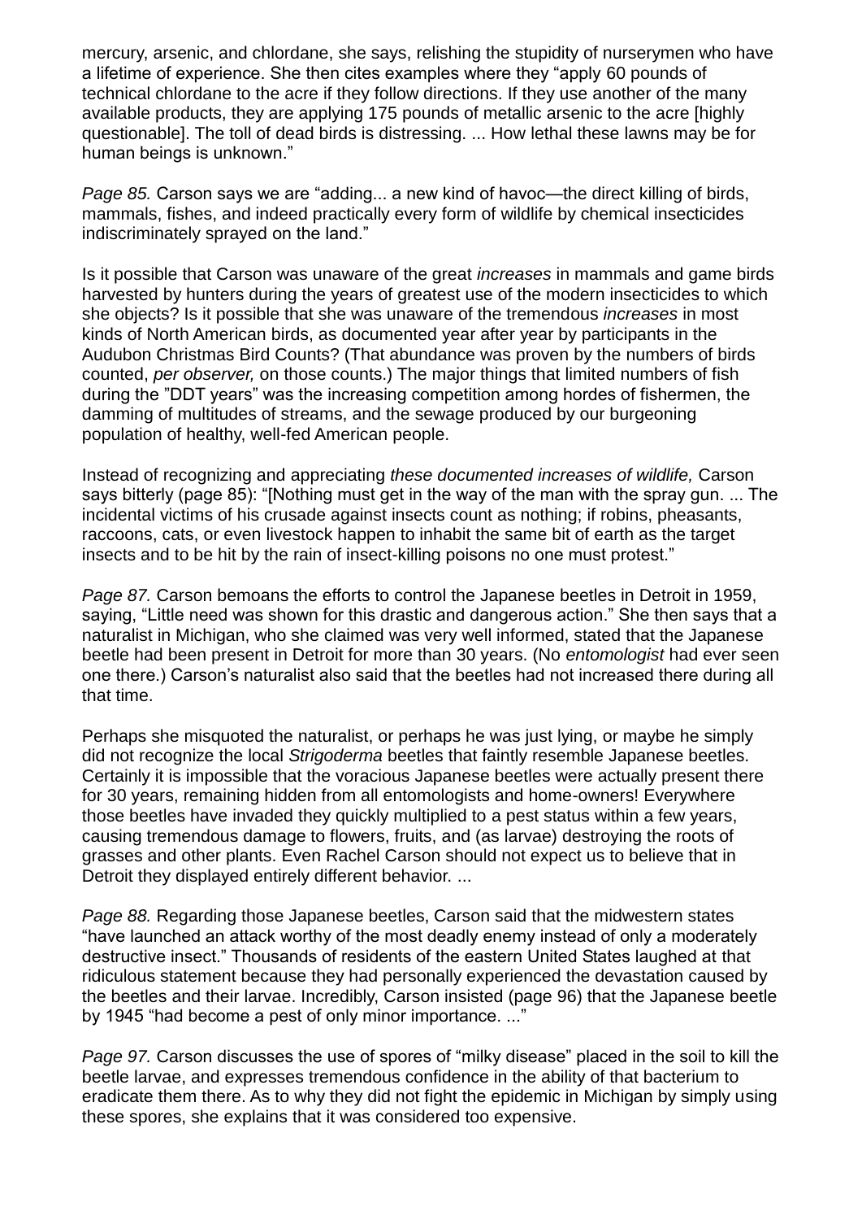mercury, arsenic, and chlordane, she says, relishing the stupidity of nurserymen who have a lifetime of experience. She then cites examples where they "apply 60 pounds of technical chlordane to the acre if they follow directions. If they use another of the many available products, they are applying 175 pounds of metallic arsenic to the acre [highly questionable]. The toll of dead birds is distressing. ... How lethal these lawns may be for human beings is unknown."

*Page 85.* Carson says we are "adding... a new kind of havoc—the direct killing of birds, mammals, fishes, and indeed practically every form of wildlife by chemical insecticides indiscriminately sprayed on the land."

Is it possible that Carson was unaware of the great *increases* in mammals and game birds harvested by hunters during the years of greatest use of the modern insecticides to which she objects? Is it possible that she was unaware of the tremendous *increases* in most kinds of North American birds, as documented year after year by participants in the Audubon Christmas Bird Counts? (That abundance was proven by the numbers of birds counted, *per observer,* on those counts.) The major things that limited numbers of fish during the "DDT years" was the increasing competition among hordes of fishermen, the damming of multitudes of streams, and the sewage produced by our burgeoning population of healthy, well-fed American people.

Instead of recognizing and appreciating *these documented increases of wildlife,* Carson says bitterly (page 85): "[Nothing must get in the way of the man with the spray gun. ... The incidental victims of his crusade against insects count as nothing; if robins, pheasants, raccoons, cats, or even livestock happen to inhabit the same bit of earth as the target insects and to be hit by the rain of insect-killing poisons no one must protest."

*Page 87.* Carson bemoans the efforts to control the Japanese beetles in Detroit in 1959, saying, "Little need was shown for this drastic and dangerous action." She then says that a naturalist in Michigan, who she claimed was very well informed, stated that the Japanese beetle had been present in Detroit for more than 30 years. (No *entomologist* had ever seen one there.) Carson's naturalist also said that the beetles had not increased there during all that time.

Perhaps she misquoted the naturalist, or perhaps he was just lying, or maybe he simply did not recognize the local *Strigoderma* beetles that faintly resemble Japanese beetles. Certainly it is impossible that the voracious Japanese beetles were actually present there for 30 years, remaining hidden from all entomologists and home-owners! Everywhere those beetles have invaded they quickly multiplied to a pest status within a few years, causing tremendous damage to flowers, fruits, and (as larvae) destroying the roots of grasses and other plants. Even Rachel Carson should not expect us to believe that in Detroit they displayed entirely different behavior. ...

*Page 88.* Regarding those Japanese beetles, Carson said that the midwestern states "have launched an attack worthy of the most deadly enemy instead of only a moderately destructive insect." Thousands of residents of the eastern United States laughed at that ridiculous statement because they had personally experienced the devastation caused by the beetles and their larvae. Incredibly, Carson insisted (page 96) that the Japanese beetle by 1945 "had become a pest of only minor importance. ..."

*Page 97.* Carson discusses the use of spores of "milky disease" placed in the soil to kill the beetle larvae, and expresses tremendous confidence in the ability of that bacterium to eradicate them there. As to why they did not fight the epidemic in Michigan by simply using these spores, she explains that it was considered too expensive.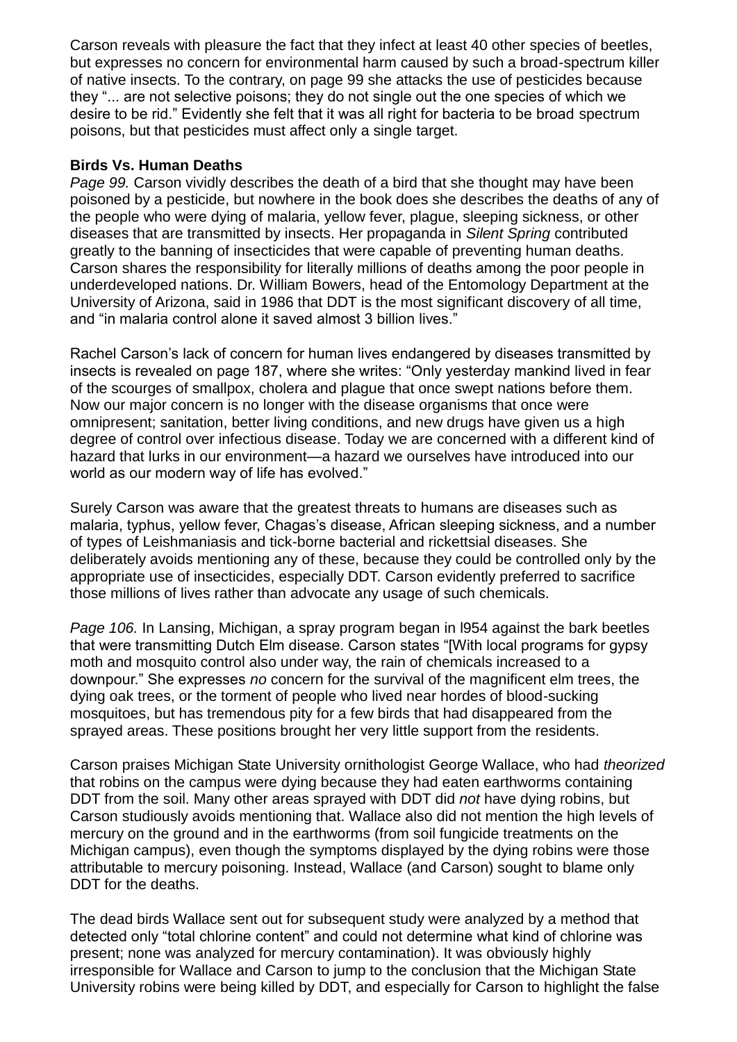Carson reveals with pleasure the fact that they infect at least 40 other species of beetles, but expresses no concern for environmental harm caused by such a broad-spectrum killer of native insects. To the contrary, on page 99 she attacks the use of pesticides because they "... are not selective poisons; they do not single out the one species of which we desire to be rid." Evidently she felt that it was all right for bacteria to be broad spectrum poisons, but that pesticides must affect only a single target.

**Birds Vs. Human Deaths**

*Page 99.* Carson vividly describes the death of a bird that she thought may have been poisoned by a pesticide, but nowhere in the book does she describes the deaths of any of the people who were dying of malaria, yellow fever, plague, sleeping sickness, or other diseases that are transmitted by insects. Her propaganda in *Silent Spring* contributed greatly to the banning of insecticides that were capable of preventing human deaths. Carson shares the responsibility for literally millions of deaths among the poor people in underdeveloped nations. Dr. William Bowers, head of the Entomology Department at the University of Arizona, said in 1986 that DDT is the most significant discovery of all time, and "in malaria control alone it saved almost 3 billion lives."

Rachel Carson's lack of concern for human lives endangered by diseases transmitted by insects is revealed on page 187, where she writes: "Only yesterday mankind lived in fear of the scourges of smallpox, cholera and plague that once swept nations before them. Now our major concern is no longer with the disease organisms that once were omnipresent; sanitation, better living conditions, and new drugs have given us a high degree of control over infectious disease. Today we are concerned with a different kind of hazard that lurks in our environment—a hazard we ourselves have introduced into our world as our modern way of life has evolved."

Surely Carson was aware that the greatest threats to humans are diseases such as malaria, typhus, yellow fever, Chagas's disease, African sleeping sickness, and a number of types of Leishmaniasis and tick-borne bacterial and rickettsial diseases. She deliberately avoids mentioning any of these, because they could be controlled only by the appropriate use of insecticides, especially DDT. Carson evidently preferred to sacrifice those millions of lives rather than advocate any usage of such chemicals.

*Page 106.* In Lansing, Michigan, a spray program began in l954 against the bark beetles that were transmitting Dutch Elm disease. Carson states "[With local programs for gypsy moth and mosquito control also under way, the rain of chemicals increased to a downpour." She expresses *no* concern for the survival of the magnificent elm trees, the dying oak trees, or the torment of people who lived near hordes of blood-sucking mosquitoes, but has tremendous pity for a few birds that had disappeared from the sprayed areas. These positions brought her very little support from the residents.

Carson praises Michigan State University ornithologist George Wallace, who had *theorized* that robins on the campus were dying because they had eaten earthworms containing DDT from the soil. Many other areas sprayed with DDT did *not* have dying robins, but Carson studiously avoids mentioning that. Wallace also did not mention the high levels of mercury on the ground and in the earthworms (from soil fungicide treatments on the Michigan campus), even though the symptoms displayed by the dying robins were those attributable to mercury poisoning. Instead, Wallace (and Carson) sought to blame only DDT for the deaths.

The dead birds Wallace sent out for subsequent study were analyzed by a method that detected only "total chlorine content" and could not determine what kind of chlorine was present; none was analyzed for mercury contamination). It was obviously highly irresponsible for Wallace and Carson to jump to the conclusion that the Michigan State University robins were being killed by DDT, and especially for Carson to highlight the false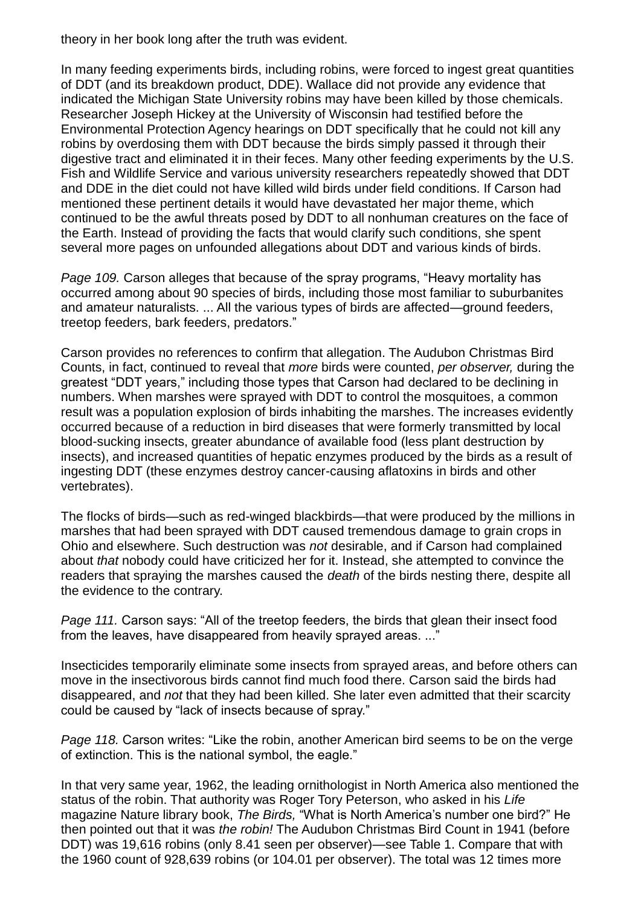theory in her book long after the truth was evident.

In many feeding experiments birds, including robins, were forced to ingest great quantities of DDT (and its breakdown product, DDE). Wallace did not provide any evidence that indicated the Michigan State University robins may have been killed by those chemicals. Researcher Joseph Hickey at the University of Wisconsin had testified before the Environmental Protection Agency hearings on DDT specifically that he could not kill any robins by overdosing them with DDT because the birds simply passed it through their digestive tract and eliminated it in their feces. Many other feeding experiments by the U.S. Fish and Wildlife Service and various university researchers repeatedly showed that DDT and DDE in the diet could not have killed wild birds under field conditions. If Carson had mentioned these pertinent details it would have devastated her major theme, which continued to be the awful threats posed by DDT to all nonhuman creatures on the face of the Earth. Instead of providing the facts that would clarify such conditions, she spent several more pages on unfounded allegations about DDT and various kinds of birds.

*Page 109.* Carson alleges that because of the spray programs, "Heavy mortality has occurred among about 90 species of birds, including those most familiar to suburbanites and amateur naturalists. ... All the various types of birds are affected—ground feeders, treetop feeders, bark feeders, predators."

Carson provides no references to confirm that allegation. The Audubon Christmas Bird Counts, in fact, continued to reveal that *more* birds were counted, *per observer,* during the greatest "DDT years," including those types that Carson had declared to be declining in numbers. When marshes were sprayed with DDT to control the mosquitoes, a common result was a population explosion of birds inhabiting the marshes. The increases evidently occurred because of a reduction in bird diseases that were formerly transmitted by local blood-sucking insects, greater abundance of available food (less plant destruction by insects), and increased quantities of hepatic enzymes produced by the birds as a result of ingesting DDT (these enzymes destroy cancer-causing aflatoxins in birds and other vertebrates).

The flocks of birds—such as red-winged blackbirds—that were produced by the millions in marshes that had been sprayed with DDT caused tremendous damage to grain crops in Ohio and elsewhere. Such destruction was *not* desirable, and if Carson had complained about *that* nobody could have criticized her for it. Instead, she attempted to convince the readers that spraying the marshes caused the *death* of the birds nesting there, despite all the evidence to the contrary.

*Page 111.* Carson says: "All of the treetop feeders, the birds that glean their insect food from the leaves, have disappeared from heavily sprayed areas. ..."

Insecticides temporarily eliminate some insects from sprayed areas, and before others can move in the insectivorous birds cannot find much food there. Carson said the birds had disappeared, and *not* that they had been killed. She later even admitted that their scarcity could be caused by "lack of insects because of spray."

*Page 118.* Carson writes: "Like the robin, another American bird seems to be on the verge of extinction. This is the national symbol, the eagle."

In that very same year, 1962, the leading ornithologist in North America also mentioned the status of the robin. That authority was Roger Tory Peterson, who asked in his *Life* magazine Nature library book, *The Birds,* "What is North America's number one bird?" He then pointed out that it was *the robin!* The Audubon Christmas Bird Count in 1941 (before DDT) was 19,616 robins (only 8.41 seen per observer)—see Table 1. Compare that with the 1960 count of 928,639 robins (or 104.01 per observer). The total was 12 times more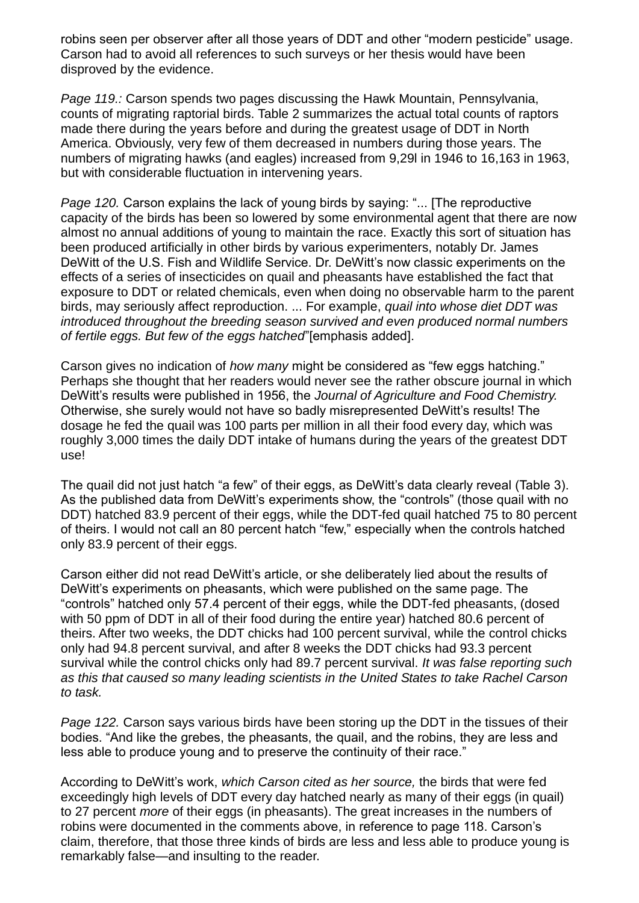robins seen per observer after all those years of DDT and other "modern pesticide" usage. Carson had to avoid all references to such surveys or her thesis would have been disproved by the evidence.

*Page 119.:* Carson spends two pages discussing the Hawk Mountain, Pennsylvania, counts of migrating raptorial birds. Table 2 summarizes the actual total counts of raptors made there during the years before and during the greatest usage of DDT in North America. Obviously, very few of them decreased in numbers during those years. The numbers of migrating hawks (and eagles) increased from 9,29l in 1946 to 16,163 in 1963, but with considerable fluctuation in intervening years.

*Page 120.* Carson explains the lack of young birds by saying: "... [The reproductive capacity of the birds has been so lowered by some environmental agent that there are now almost no annual additions of young to maintain the race. Exactly this sort of situation has been produced artificially in other birds by various experimenters, notably Dr. James DeWitt of the U.S. Fish and Wildlife Service. Dr. DeWitt's now classic experiments on the effects of a series of insecticides on quail and pheasants have established the fact that exposure to DDT or related chemicals, even when doing no observable harm to the parent birds, may seriously affect reproduction. ... For example, *quail into whose diet DDT was introduced throughout the breeding season survived and even produced normal numbers of fertile eggs. But few of the eggs hatched*"[emphasis added].

Carson gives no indication of *how many* might be considered as "few eggs hatching." Perhaps she thought that her readers would never see the rather obscure journal in which DeWitt's results were published in 1956, the *Journal of Agriculture and Food Chemistry.* Otherwise, she surely would not have so badly misrepresented DeWitt's results! The dosage he fed the quail was 100 parts per million in all their food every day, which was roughly 3,000 times the daily DDT intake of humans during the years of the greatest DDT use!

The quail did not just hatch "a few" of their eggs, as DeWitt's data clearly reveal (Table 3). As the published data from DeWitt's experiments show, the "controls" (those quail with no DDT) hatched 83.9 percent of their eggs, while the DDT-fed quail hatched 75 to 80 percent of theirs. I would not call an 80 percent hatch "few," especially when the controls hatched only 83.9 percent of their eggs.

Carson either did not read DeWitt's article, or she deliberately lied about the results of DeWitt's experiments on pheasants, which were published on the same page. The "controls" hatched only 57.4 percent of their eggs, while the DDT-fed pheasants, (dosed with 50 ppm of DDT in all of their food during the entire year) hatched 80.6 percent of theirs. After two weeks, the DDT chicks had 100 percent survival, while the control chicks only had 94.8 percent survival, and after 8 weeks the DDT chicks had 93.3 percent survival while the control chicks only had 89.7 percent survival. *It was false reporting such as this that caused so many leading scientists in the United States to take Rachel Carson to task.*

*Page 122.* Carson says various birds have been storing up the DDT in the tissues of their bodies. "And like the grebes, the pheasants, the quail, and the robins, they are less and less able to produce young and to preserve the continuity of their race."

According to DeWitt's work, *which Carson cited as her source,* the birds that were fed exceedingly high levels of DDT every day hatched nearly as many of their eggs (in quail) to 27 percent *more* of their eggs (in pheasants). The great increases in the numbers of robins were documented in the comments above, in reference to page 118. Carson's claim, therefore, that those three kinds of birds are less and less able to produce young is remarkably false—and insulting to the reader.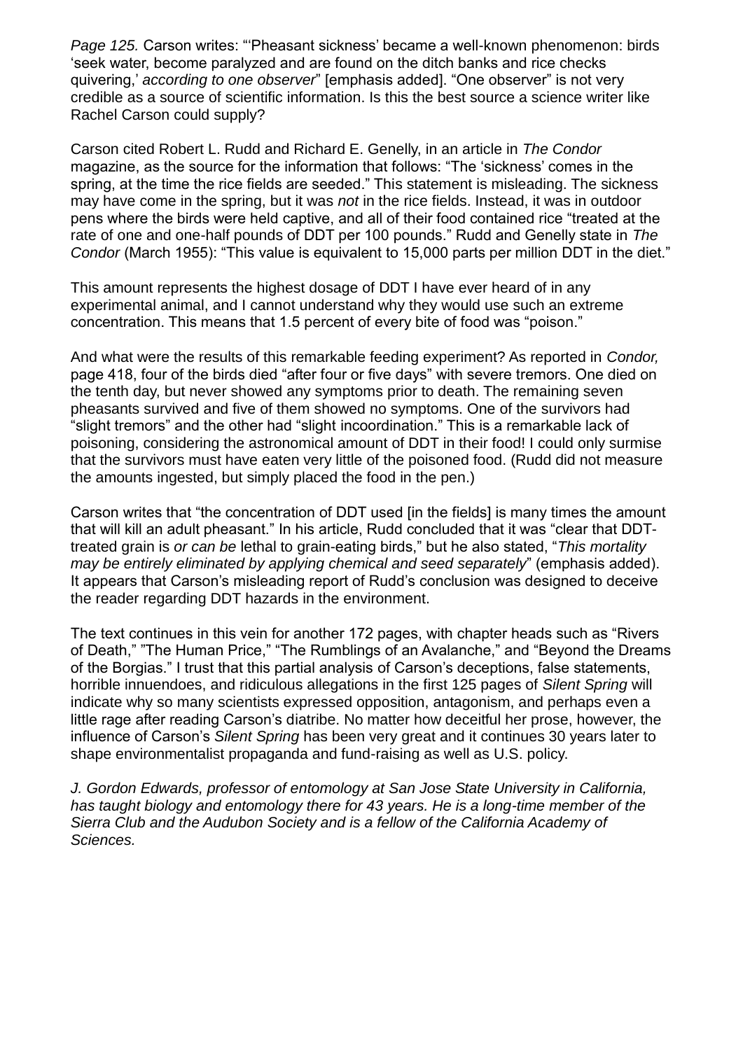*Page 125.* Carson writes: "'Pheasant sickness' became a well-known phenomenon: birds 'seek water, become paralyzed and are found on the ditch banks and rice checks quivering,' *according to one observer*" [emphasis added]. "One observer" is not very credible as a source of scientific information. Is this the best source a science writer like Rachel Carson could supply?

Carson cited Robert L. Rudd and Richard E. Genelly, in an article in *The Condor* magazine, as the source for the information that follows: "The 'sickness' comes in the spring, at the time the rice fields are seeded." This statement is misleading. The sickness may have come in the spring, but it was *not* in the rice fields. Instead, it was in outdoor pens where the birds were held captive, and all of their food contained rice "treated at the rate of one and one-half pounds of DDT per 100 pounds." Rudd and Genelly state in *The Condor* (March 1955): "This value is equivalent to 15,000 parts per million DDT in the diet."

This amount represents the highest dosage of DDT I have ever heard of in any experimental animal, and I cannot understand why they would use such an extreme concentration. This means that 1.5 percent of every bite of food was "poison."

And what were the results of this remarkable feeding experiment? As reported in *Condor,* page 418, four of the birds died "after four or five days" with severe tremors. One died on the tenth day, but never showed any symptoms prior to death. The remaining seven pheasants survived and five of them showed no symptoms. One of the survivors had "slight tremors" and the other had "slight incoordination." This is a remarkable lack of poisoning, considering the astronomical amount of DDT in their food! I could only surmise that the survivors must have eaten very little of the poisoned food. (Rudd did not measure the amounts ingested, but simply placed the food in the pen.)

Carson writes that "the concentration of DDT used [in the fields] is many times the amount that will kill an adult pheasant." In his article, Rudd concluded that it was "clear that DDT-treated grain is *or can be* lethal to grain-eating birds," but he also stated, "*This mortality may be entirely eliminated by applying chemical and seed separately*" (emphasis added). It appears that Carson's misleading report of Rudd's conclusion was designed to deceive the reader regarding DDT hazards in the environment.

The text continues in this vein for another 172 pages, with chapter heads such as "Rivers of Death," "The Human Price," "The Rumblings of an Avalanche," and "Beyond the Dreams of the Borgias." I trust that this partial analysis of Carson's deceptions, false statements, horrible innuendoes, and ridiculous allegations in the first 125 pages of *Silent Spring* will indicate why so many scientists expressed opposition, antagonism, and perhaps even a little rage after reading Carson's diatribe. No matter how deceitful her prose, however, the influence of Carson's *Silent Spring* has been very great and it continues 30 years later to shape environmentalist propaganda and fund-raising as well as U.S. policy.

*J. Gordon Edwards, professor of entomology at San Jose State University in California, has taught biology and entomology there for 43 years. He is a long-time member of the Sierra Club and the Audubon Society and is a fellow of the California Academy of Sciences.*